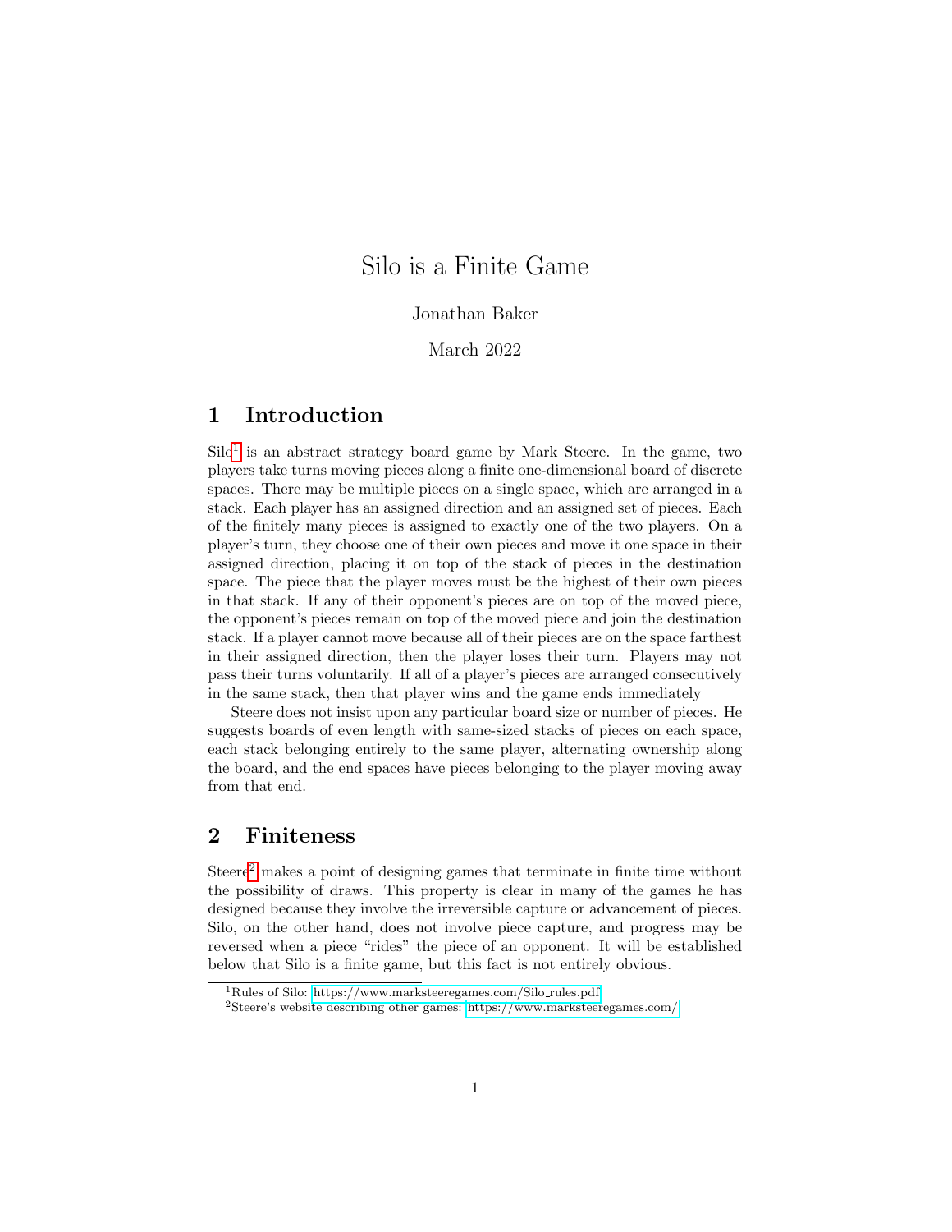# Silo is a Finite Game

Jonathan Baker

March 2022

## 1 Introduction

Silo[1] is an abstract strategy board game by Mark Steere. In the game, two players take turns moving pieces along a finite one-dimensional board of discrete spaces. There may be multiple pieces on a single space, which are arranged in a stack. Each player has an assigned direction and an assigned set of pieces. Each of the finitely many pieces is assigned to exactly one of the two players. On a player's turn, they choose one of their own pieces and move it one space in their assigned direction, placing it on top of the stack of pieces in the destination space. The piece that the player moves must be the highest of their own pieces in that stack. If any of their opponent's pieces are on top of the moved piece, the opponent's pieces remain on top of the moved piece and join the destination stack. If a player cannot move because all of their pieces are on the space farthest in their assigned direction, then the player loses their turn. Players may not pass their turns voluntarily. If all of a player's pieces are arranged consecutively in the same stack, then that player wins and the game ends immediately

Steere does not insist upon any particular board size or number of pieces. He suggests boards of even length with same-sized stacks of pieces on each space, each stack belonging entirely to the same player, alternating ownership along the board, and the end spaces have pieces belonging to the player moving away from that end.

## 2 Finiteness

Steere[2] makes a point of designing games that terminate in finite time without the possibility of draws. This property is clear in many of the games he has designed because they involve the irreversible capture or advancement of pieces. Silo, on the other hand, does not involve piece capture, and progress may be reversed when a piece "rides" the piece of an opponent. It will be established below that Silo is a finite game, but this fact is not entirely obvious.

[1] Rules of Silo: https://www.marksteeregames.com/Silo_rules.pdf

[2] Steere's website describing other games: https://www.marksteeregames.com/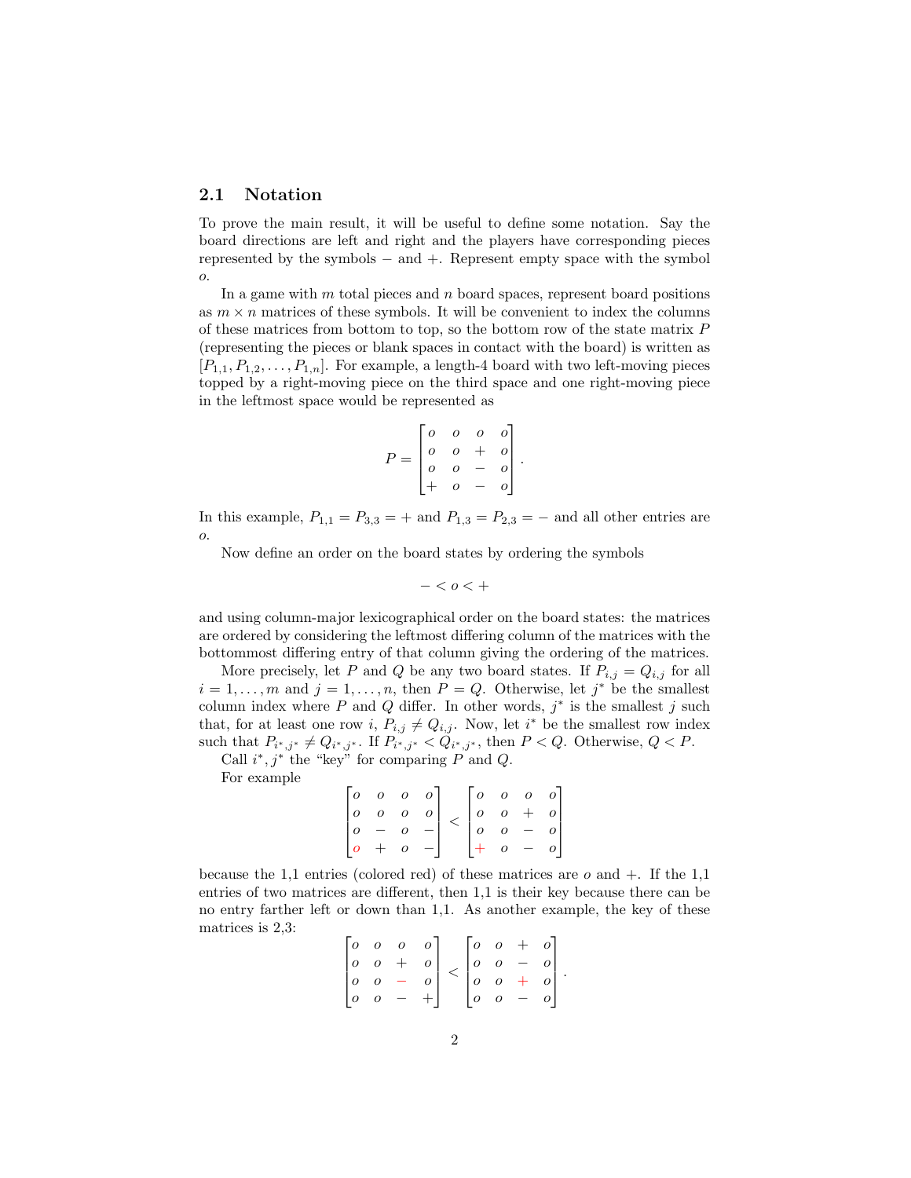### 2.1 Notation

To prove the main result, it will be useful to define some notation. Say the board directions are left and right and the players have corresponding pieces represented by the symbols $-$ and $+$. Represent empty space with the symbol $o$.

In a game with $m$ total pieces and $n$ board spaces, represent board positions as $m \times n$ matrices of these symbols. It will be convenient to index the columns of these matrices from bottom to top, so the bottom row of the state matrix $P$ (representing the pieces or blank spaces in contact with the board) is written as $[P_{1,1}, P_{1,2}, \ldots, P_{1,n}]$. For example, a length-4 board with two left-moving pieces topped by a right-moving piece on the third space and one right-moving piece in the leftmost space would be represented as

$$P = \begin{bmatrix} o & o & o & o \\ o & o & + & o \\ o & o & - & o \\ + & o & - & o \end{bmatrix}.$$

In this example, $P_{1,1} = P_{3,3} = +$ and $P_{1,3} = P_{2,3} = -$ and all other entries are $o$.

Now define an order on the board states by ordering the symbols

$$- < o < +$$

and using column-major lexicographical order on the board states: the matrices are ordered by considering the leftmost differing column of the matrices with the bottommost differing entry of that column giving the ordering of the matrices.

More precisely, let $P$ and $Q$ be any two board states. If $P_{i,j} = Q_{i,j}$ for all $i = 1, \ldots, m$ and $j = 1, \ldots, n$, then $P = Q$. Otherwise, let $j^*$ be the smallest column index where $P$ and $Q$ differ. In other words, $j^*$ is the smallest $j$ such that, for at least one row $i$, $P_{i,j} \neq Q_{i,j}$. Now, let $i^*$ be the smallest row index such that $P_{i^*,j^*} \neq Q_{i^*,j^*}$. If $P_{i^*,j^*} < Q_{i^*,j^*}$, then $P < Q$. Otherwise, $Q < P$.

Call $i^*, j^*$ the "key" for comparing $P$ and $Q$.

For example

$$\begin{bmatrix} o & o & o & o \\ o & o & o & o \\ o & - & o & - \\ o & + & o & - \end{bmatrix} < \begin{bmatrix} o & o & o & o \\ o & o & + & o \\ o & o & - & o \\ + & o & - & o \end{bmatrix}$$

because the 1,1 entries (colored red) of these matrices are $o$ and $+$. If the 1,1 entries of two matrices are different, then 1,1 is their key because there can be no entry farther left or down than 1,1. As another example, the key of these matrices is 2,3:

$$\begin{bmatrix} o & o & o & o \\ o & o & + & o \\ o & o & - & o \\ o & o & - & + \end{bmatrix} < \begin{bmatrix} o & o & + & o \\ o & o & - & o \\ o & o & + & o \\ o & o & - & o \end{bmatrix}.$$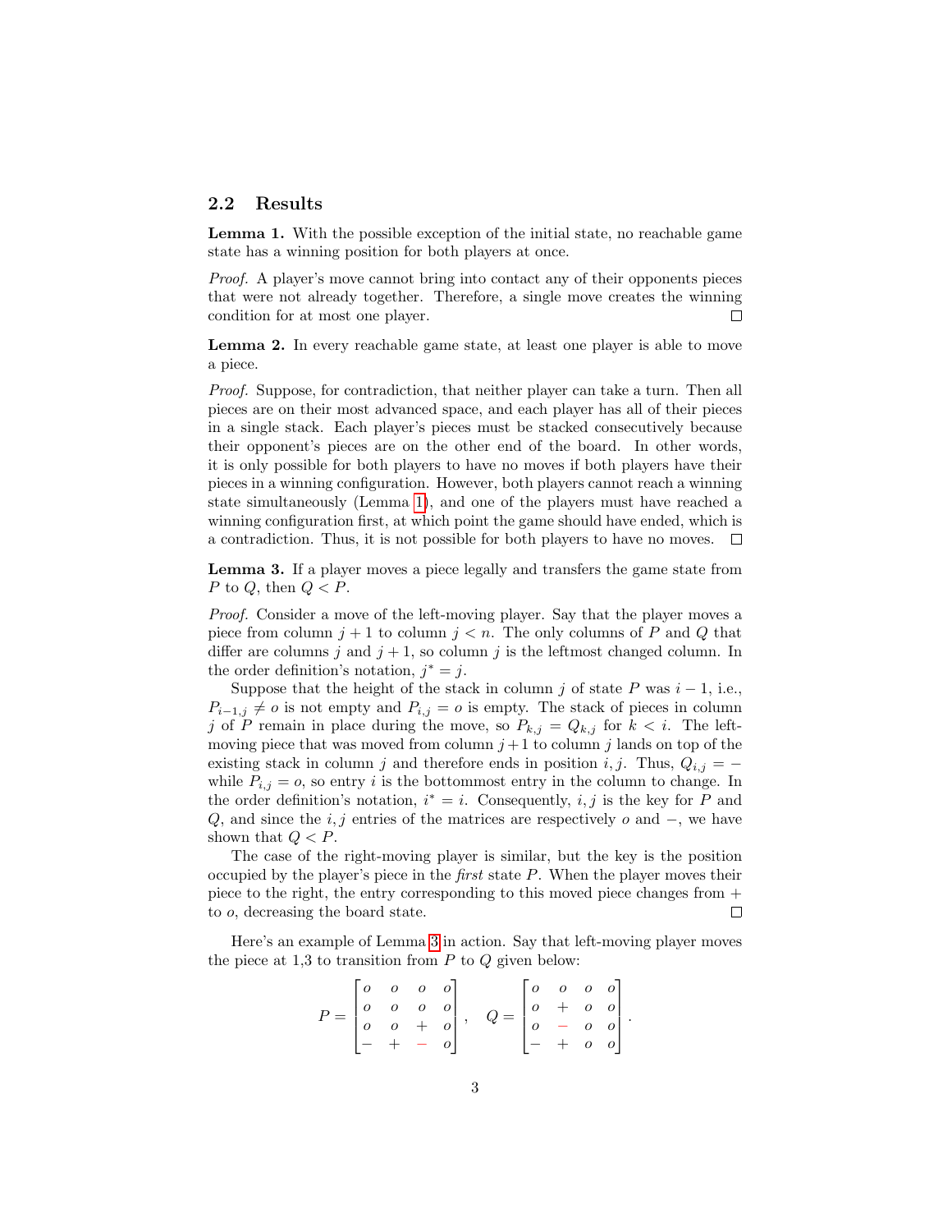### 2.2 Results

**Lemma 1.** With the possible exception of the initial state, no reachable game state has a winning position for both players at once.

*Proof.* A player's move cannot bring into contact any of their opponents pieces that were not already together. Therefore, a single move creates the winning condition for at most one player. ☐

**Lemma 2.** In every reachable game state, at least one player is able to move a piece.

*Proof.* Suppose, for contradiction, that neither player can take a turn. Then all pieces are on their most advanced space, and each player has all of their pieces in a single stack. Each player's pieces must be stacked consecutively because their opponent's pieces are on the other end of the board. In other words, it is only possible for both players to have no moves if both players have their pieces in a winning configuration. However, both players cannot reach a winning state simultaneously (Lemma 1), and one of the players must have reached a winning configuration first, at which point the game should have ended, which is a contradiction. Thus, it is not possible for both players to have no moves. ☐

**Lemma 3.** If a player moves a piece legally and transfers the game state from $P$ to $Q$, then $Q < P$.

*Proof.* Consider a move of the left-moving player. Say that the player moves a piece from column $j+1$ to column $j < n$. The only columns of $P$ and $Q$ that differ are columns $j$ and $j+1$, so column $j$ is the leftmost changed column. In the order definition's notation, $j^* = j$.

Suppose that the height of the stack in column $j$ of state $P$ was $i-1$, i.e., $P_{i-1,j} \neq o$ is not empty and $P_{i,j} = o$ is empty. The stack of pieces in column $j$ of $P$ remain in place during the move, so $P_{k,j} = Q_{k,j}$ for $k < i$. The left-moving piece that was moved from column $j+1$ to column $j$ lands on top of the existing stack in column $j$ and therefore ends in position $i, j$. Thus, $Q_{i,j} = -$ while $P_{i,j} = o$, so entry $i$ is the bottommost entry in the column to change. In the order definition's notation, $i^* = i$. Consequently, $i, j$ is the key for $P$ and $Q$, and since the $i, j$ entries of the matrices are respectively $o$ and $-$, we have shown that $Q < P$.

The case of the right-moving player is similar, but the key is the position occupied by the player's piece in the *first* state $P$. When the player moves their piece to the right, the entry corresponding to this moved piece changes from $+$ to $o$, decreasing the board state. ☐

Here's an example of Lemma 3 in action. Say that left-moving player moves the piece at 1,3 to transition from $P$ to $Q$ given below:

$$P = \begin{bmatrix} o & o & o & o \\ o & o & o & o \\ o & o & + & o \\ - & + & - & o \end{bmatrix}, \quad Q = \begin{bmatrix} o & o & o & o \\ o & + & o & o \\ o & - & o & o \\ - & + & o & o \end{bmatrix}.$$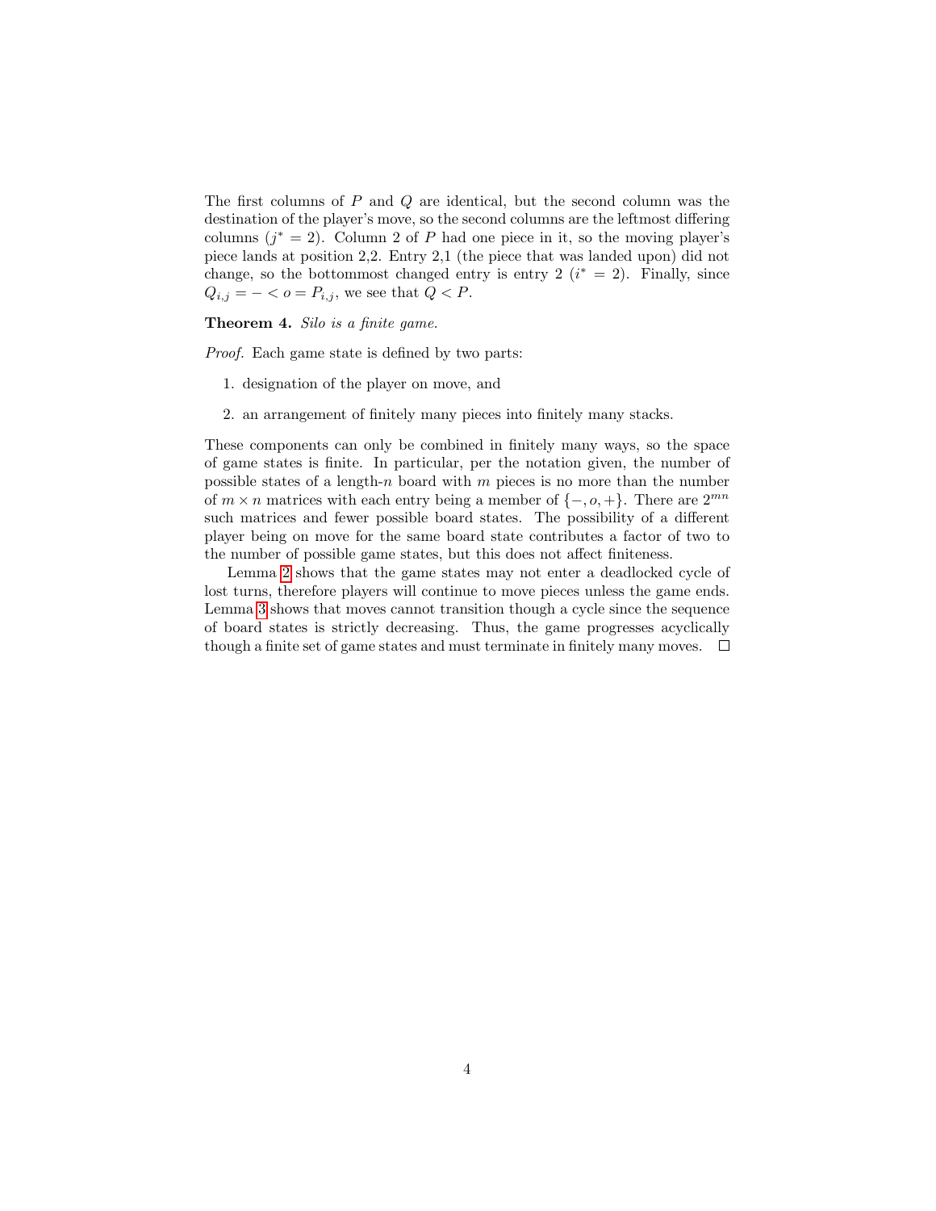The first columns of $P$ and $Q$ are identical, but the second column was the destination of the player's move, so the second columns are the leftmost differing columns ($j^* = 2$). Column 2 of $P$ had one piece in it, so the moving player's piece lands at position 2,2. Entry 2,1 (the piece that was landed upon) did not change, so the bottommost changed entry is entry 2 ($i^* = 2$). Finally, since $Q_{i,j} = - < o = P_{i,j}$, we see that $Q < P$.

**Theorem 4.** *Silo is a finite game.*

*Proof.* Each game state is defined by two parts:

1. designation of the player on move, and
2. an arrangement of finitely many pieces into finitely many stacks.

These components can only be combined in finitely many ways, so the space of game states is finite. In particular, per the notation given, the number of possible states of a length-$n$ board with $m$ pieces is no more than the number of $m \times n$ matrices with each entry being a member of $\{-, o, +\}$. There are $2^{mn}$ such matrices and fewer possible board states. The possibility of a different player being on move for the same board state contributes a factor of two to the number of possible game states, but this does not affect finiteness.

Lemma 2 shows that the game states may not enter a deadlocked cycle of lost turns, therefore players will continue to move pieces unless the game ends. Lemma 3 shows that moves cannot transition though a cycle since the sequence of board states is strictly decreasing. Thus, the game progresses acyclically though a finite set of game states and must terminate in finitely many moves. ☐